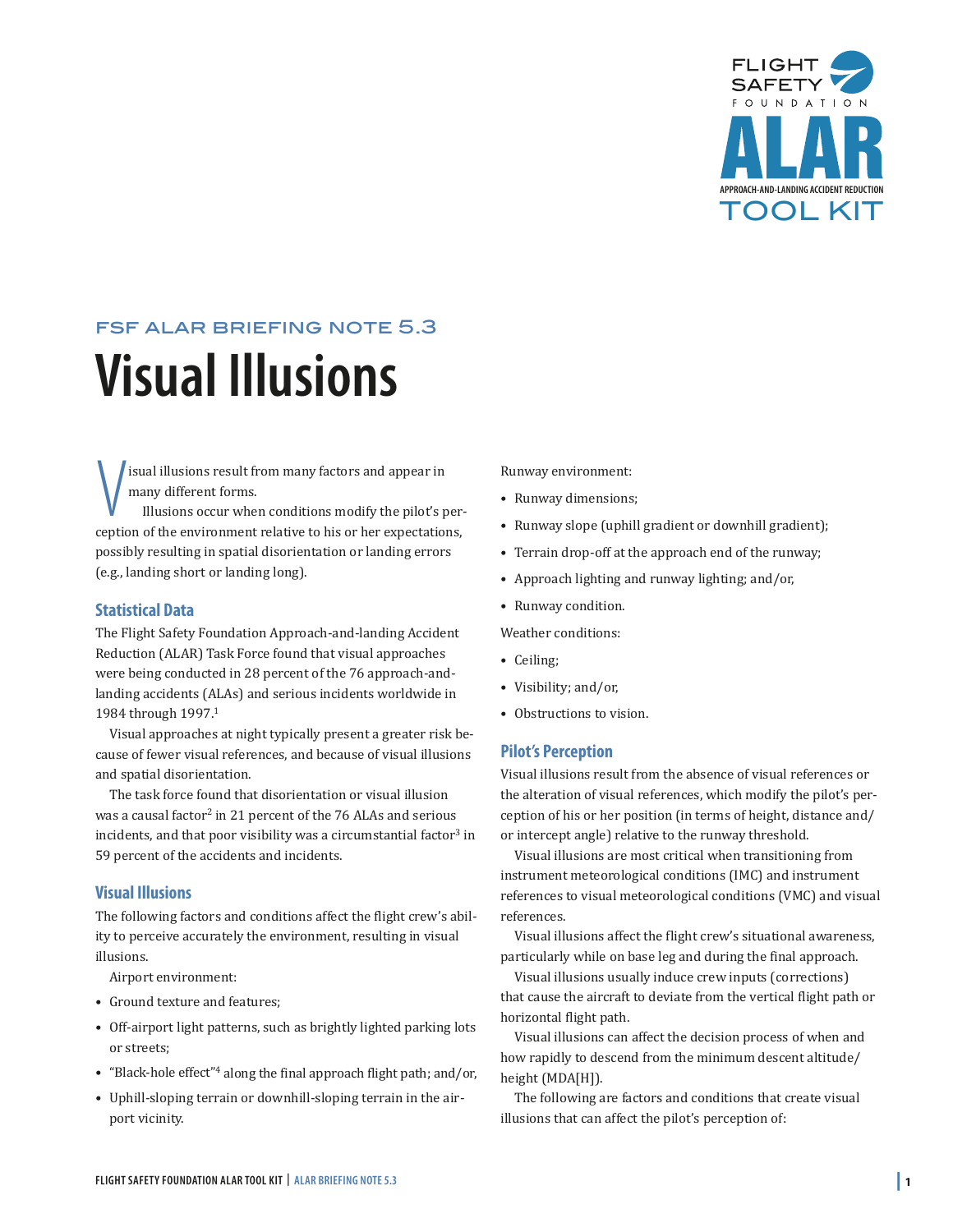FSF ALAR BRIEFING NOTE 5.3

# Visual Illusions

Visual illusions result from many factors and appear in many different forms.

Illusions occur when conditions modify the pilot's perception of the environment relative to his or her expectations, possibly resulting in spatial disorientation or landing errors (e.g., landing short or landing long).

## Statistical Data

The Flight Safety Foundation Approach-and-landing Accident Reduction (ALAR) Task Force found that visual approaches were being conducted in 28 percent of the 76 approach-and-landing accidents (ALAs) and serious incidents worldwide in 1984 through 1997.[1]

Visual approaches at night typically present a greater risk because of fewer visual references, and because of visual illusions and spatial disorientation.

The task force found that disorientation or visual illusion was a causal factor[2] in 21 percent of the 76 ALAs and serious incidents, and that poor visibility was a circumstantial factor[3] in 59 percent of the accidents and incidents.

## Visual Illusions

The following factors and conditions affect the flight crew's ability to perceive accurately the environment, resulting in visual illusions.

Airport environment:

- Ground texture and features;
- Off-airport light patterns, such as brightly lighted parking lots or streets;
- "Black-hole effect"[4] along the final approach flight path; and/or,
- Uphill-sloping terrain or downhill-sloping terrain in the airport vicinity.

Runway environment:

- Runway dimensions;
- Runway slope (uphill gradient or downhill gradient);
- Terrain drop-off at the approach end of the runway;
- Approach lighting and runway lighting; and/or,
- Runway condition.

Weather conditions:

- Ceiling;
- Visibility; and/or,
- Obstructions to vision.

## Pilot's Perception

Visual illusions result from the absence of visual references or the alteration of visual references, which modify the pilot's perception of his or her position (in terms of height, distance and/or intercept angle) relative to the runway threshold.

Visual illusions are most critical when transitioning from instrument meteorological conditions (IMC) and instrument references to visual meteorological conditions (VMC) and visual references.

Visual illusions affect the flight crew's situational awareness, particularly while on base leg and during the final approach.

Visual illusions usually induce crew inputs (corrections) that cause the aircraft to deviate from the vertical flight path or horizontal flight path.

Visual illusions can affect the decision process of when and how rapidly to descend from the minimum descent altitude/height (MDA[H]).

The following are factors and conditions that create visual illusions that can affect the pilot's perception of: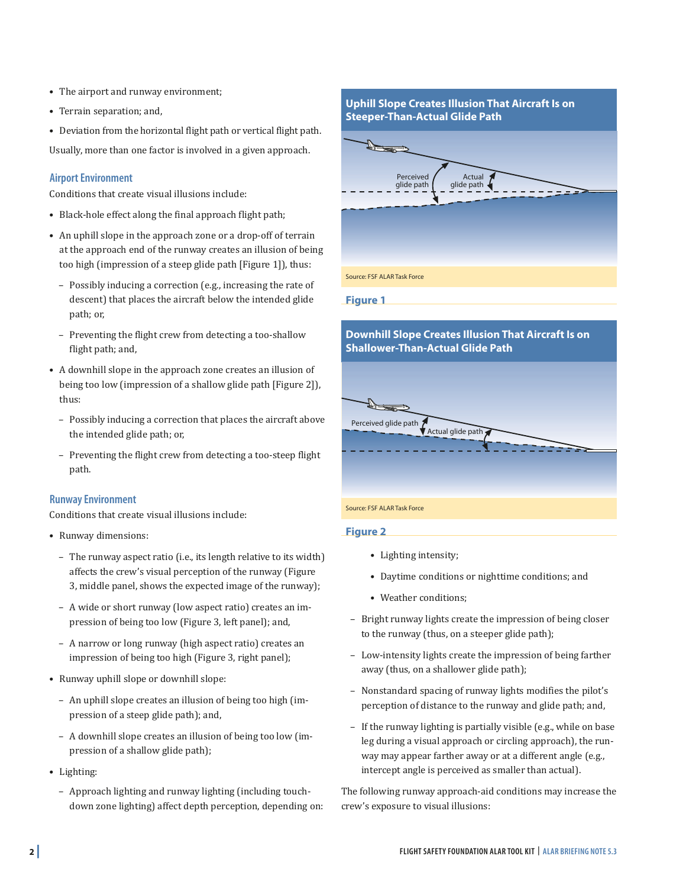- The airport and runway environment;
- Terrain separation; and,
- Deviation from the horizontal flight path or vertical flight path.

Usually, more than one factor is involved in a given approach.

### Airport Environment

Conditions that create visual illusions include:

- Black-hole effect along the final approach flight path;
- An uphill slope in the approach zone or a drop-off of terrain at the approach end of the runway creates an illusion of being too high (impression of a steep glide path [Figure 1]), thus:
  - Possibly inducing a correction (e.g., increasing the rate of descent) that places the aircraft below the intended glide path; or,
  - Preventing the flight crew from detecting a too-shallow flight path; and,
- A downhill slope in the approach zone creates an illusion of being too low (impression of a shallow glide path [Figure 2]), thus:
  - Possibly inducing a correction that places the aircraft above the intended glide path; or,
  - Preventing the flight crew from detecting a too-steep flight path.

### Runway Environment

Conditions that create visual illusions include:

- Runway dimensions:
  - The runway aspect ratio (i.e., its length relative to its width) affects the crew's visual perception of the runway (Figure 3, middle panel, shows the expected image of the runway);
  - A wide or short runway (low aspect ratio) creates an impression of being too low (Figure 3, left panel); and,
  - A narrow or long runway (high aspect ratio) creates an impression of being too high (Figure 3, right panel);
- Runway uphill slope or downhill slope:
  - An uphill slope creates an illusion of being too high (impression of a steep glide path); and,
  - A downhill slope creates an illusion of being too low (impression of a shallow glide path);
- Lighting:
  - Approach lighting and runway lighting (including touchdown zone lighting) affect depth perception, depending on:
    - Lighting intensity;
    - Daytime conditions or nighttime conditions; and
    - Weather conditions;
  - Bright runway lights create the impression of being closer to the runway (thus, on a steeper glide path);
  - Low-intensity lights create the impression of being farther away (thus, on a shallower glide path);
  - Nonstandard spacing of runway lights modifies the pilot's perception of distance to the runway and glide path; and,
  - If the runway lighting is partially visible (e.g., while on base leg during a visual approach or circling approach), the runway may appear farther away or at a different angle (e.g., intercept angle is perceived as smaller than actual).

The following runway approach-aid conditions may increase the crew's exposure to visual illusions:

**Uphill Slope Creates Illusion That Aircraft Is on Steeper-Than-Actual Glide Path**

Perceived glide path / Actual glide path

Source: FSF ALAR Task Force

Figure 1

**Downhill Slope Creates Illusion That Aircraft Is on Shallower-Than-Actual Glide Path**

Perceived glide path / Actual glide path

Source: FSF ALAR Task Force

Figure 2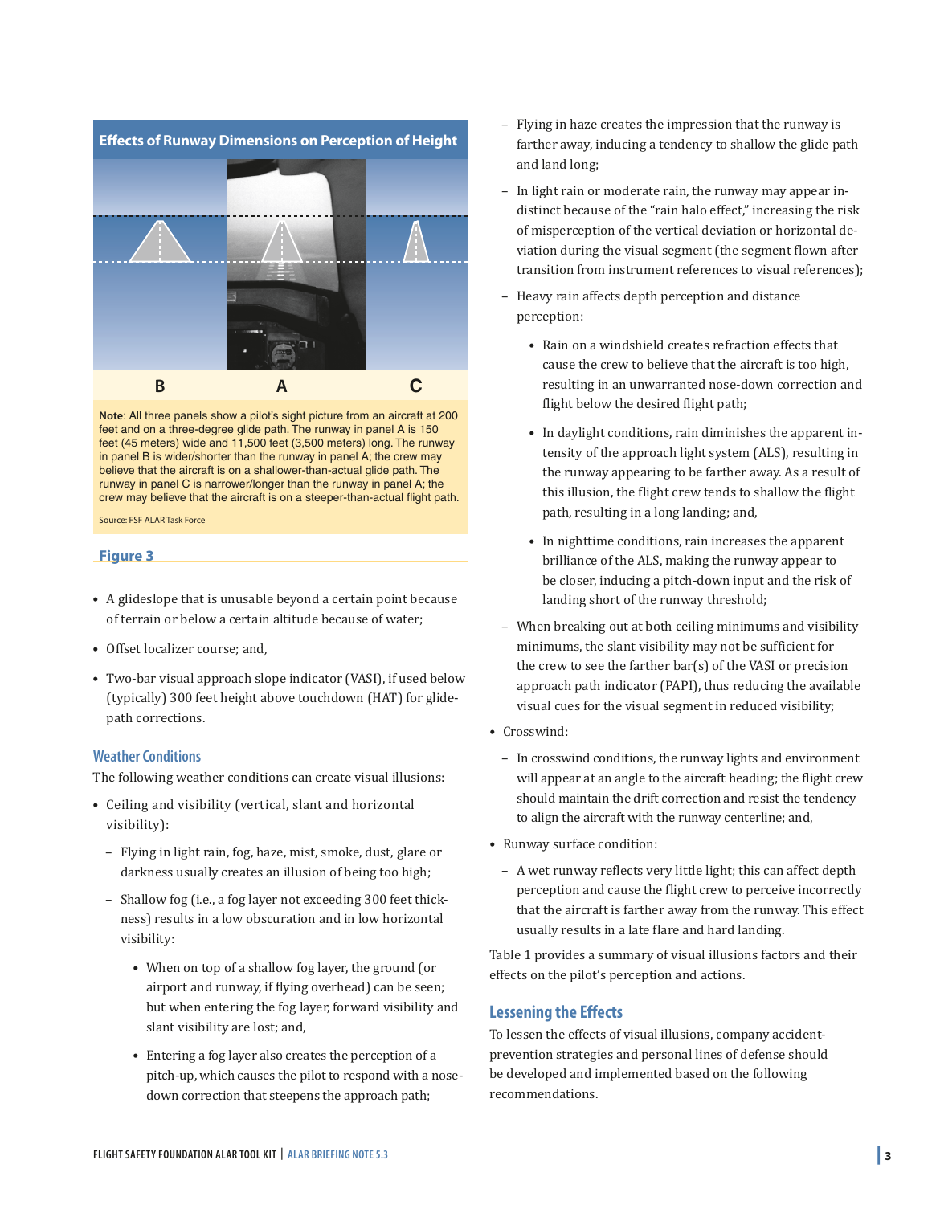### Effects of Runway Dimensions on Perception of Height

B A C

Note: All three panels show a pilot's sight picture from an aircraft at 200 feet and on a three-degree glide path. The runway in panel A is 150 feet (45 meters) wide and 11,500 feet (3,500 meters) long. The runway in panel B is wider/shorter than the runway in panel A; the crew may believe that the aircraft is on a shallower-than-actual glide path. The runway in panel C is narrower/longer than the runway in panel A; the crew may believe that the aircraft is on a steeper-than-actual flight path.

Source: FSF ALAR Task Force

**Figure 3**

- A glideslope that is unusable beyond a certain point because of terrain or below a certain altitude because of water;
- Offset localizer course; and,
- Two-bar visual approach slope indicator (VASI), if used below (typically) 300 feet height above touchdown (HAT) for glide-path corrections.

### Weather Conditions

The following weather conditions can create visual illusions:

- Ceiling and visibility (vertical, slant and horizontal visibility):
  - Flying in light rain, fog, haze, mist, smoke, dust, glare or darkness usually creates an illusion of being too high;
  - Shallow fog (i.e., a fog layer not exceeding 300 feet thickness) results in a low obscuration and in low horizontal visibility:
    - When on top of a shallow fog layer, the ground (or airport and runway, if flying overhead) can be seen; but when entering the fog layer, forward visibility and slant visibility are lost; and,
    - Entering a fog layer also creates the perception of a pitch-up, which causes the pilot to respond with a nose-down correction that steepens the approach path;
  - Flying in haze creates the impression that the runway is farther away, inducing a tendency to shallow the glide path and land long;
  - In light rain or moderate rain, the runway may appear indistinct because of the "rain halo effect," increasing the risk of misperception of the vertical deviation or horizontal deviation during the visual segment (the segment flown after transition from instrument references to visual references);
  - Heavy rain affects depth perception and distance perception:
    - Rain on a windshield creates refraction effects that cause the crew to believe that the aircraft is too high, resulting in an unwarranted nose-down correction and flight below the desired flight path;
    - In daylight conditions, rain diminishes the apparent intensity of the approach light system (ALS), resulting in the runway appearing to be farther away. As a result of this illusion, the flight crew tends to shallow the flight path, resulting in a long landing; and,
    - In nighttime conditions, rain increases the apparent brilliance of the ALS, making the runway appear to be closer, inducing a pitch-down input and the risk of landing short of the runway threshold;
  - When breaking out at both ceiling minimums and visibility minimums, the slant visibility may not be sufficient for the crew to see the farther bar(s) of the VASI or precision approach path indicator (PAPI), thus reducing the available visual cues for the visual segment in reduced visibility;
- Crosswind:
  - In crosswind conditions, the runway lights and environment will appear at an angle to the aircraft heading; the flight crew should maintain the drift correction and resist the tendency to align the aircraft with the runway centerline; and,
- Runway surface condition:
  - A wet runway reflects very little light; this can affect depth perception and cause the flight crew to perceive incorrectly that the aircraft is farther away from the runway. This effect usually results in a late flare and hard landing.

Table 1 provides a summary of visual illusions factors and their effects on the pilot's perception and actions.

## Lessening the Effects

To lessen the effects of visual illusions, company accident-prevention strategies and personal lines of defense should be developed and implemented based on the following recommendations.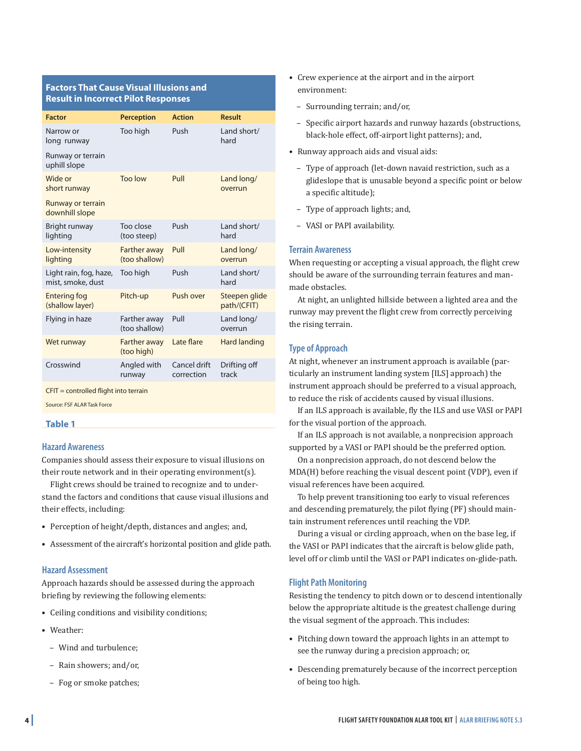**Factors That Cause Visual Illusions and Result in Incorrect Pilot Responses**

| Factor | Perception | Action | Result |
|---|---|---|---|
| Narrow or long runway<br><br>Runway or terrain uphill slope | Too high | Push | Land short/ hard |
| Wide or short runway<br><br>Runway or terrain downhill slope | Too low | Pull | Land long/ overrun |
| Bright runway lighting | Too close (too steep) | Push | Land short/ hard |
| Low-intensity lighting | Farther away (too shallow) | Pull | Land long/ overrun |
| Light rain, fog, haze, mist, smoke, dust | Too high | Push | Land short/ hard |
| Entering fog (shallow layer) | Pitch-up | Push over | Steepen glide path/(CFIT) |
| Flying in haze | Farther away (too shallow) | Pull | Land long/ overrun |
| Wet runway | Farther away (too high) | Late flare | Hard landing |
| Crosswind | Angled with runway | Cancel drift correction | Drifting off track |

CFIT = controlled flight into terrain

Source: FSF ALAR Task Force

**Table 1**

## Hazard Awareness

Companies should assess their exposure to visual illusions on their route network and in their operating environment(s).

Flight crews should be trained to recognize and to understand the factors and conditions that cause visual illusions and their effects, including:

- Perception of height/depth, distances and angles; and,
- Assessment of the aircraft's horizontal position and glide path.

## Hazard Assessment

Approach hazards should be assessed during the approach briefing by reviewing the following elements:

- Ceiling conditions and visibility conditions;
- Weather:
  - Wind and turbulence;
  - Rain showers; and/or,
  - Fog or smoke patches;
- Crew experience at the airport and in the airport environment:
  - Surrounding terrain; and/or,
  - Specific airport hazards and runway hazards (obstructions, black-hole effect, off-airport light patterns); and,
- Runway approach aids and visual aids:
  - Type of approach (let-down navaid restriction, such as a glideslope that is unusable beyond a specific point or below a specific altitude);
  - Type of approach lights; and,
  - VASI or PAPI availability.

## Terrain Awareness

When requesting or accepting a visual approach, the flight crew should be aware of the surrounding terrain features and man-made obstacles.

At night, an unlighted hillside between a lighted area and the runway may prevent the flight crew from correctly perceiving the rising terrain.

## Type of Approach

At night, whenever an instrument approach is available (particularly an instrument landing system [ILS] approach) the instrument approach should be preferred to a visual approach, to reduce the risk of accidents caused by visual illusions.

If an ILS approach is available, fly the ILS and use VASI or PAPI for the visual portion of the approach.

If an ILS approach is not available, a nonprecision approach supported by a VASI or PAPI should be the preferred option.

On a nonprecision approach, do not descend below the MDA(H) before reaching the visual descent point (VDP), even if visual references have been acquired.

To help prevent transitioning too early to visual references and descending prematurely, the pilot flying (PF) should maintain instrument references until reaching the VDP.

During a visual or circling approach, when on the base leg, if the VASI or PAPI indicates that the aircraft is below glide path, level off or climb until the VASI or PAPI indicates on-glide-path.

## Flight Path Monitoring

Resisting the tendency to pitch down or to descend intentionally below the appropriate altitude is the greatest challenge during the visual segment of the approach. This includes:

- Pitching down toward the approach lights in an attempt to see the runway during a precision approach; or,
- Descending prematurely because of the incorrect perception of being too high.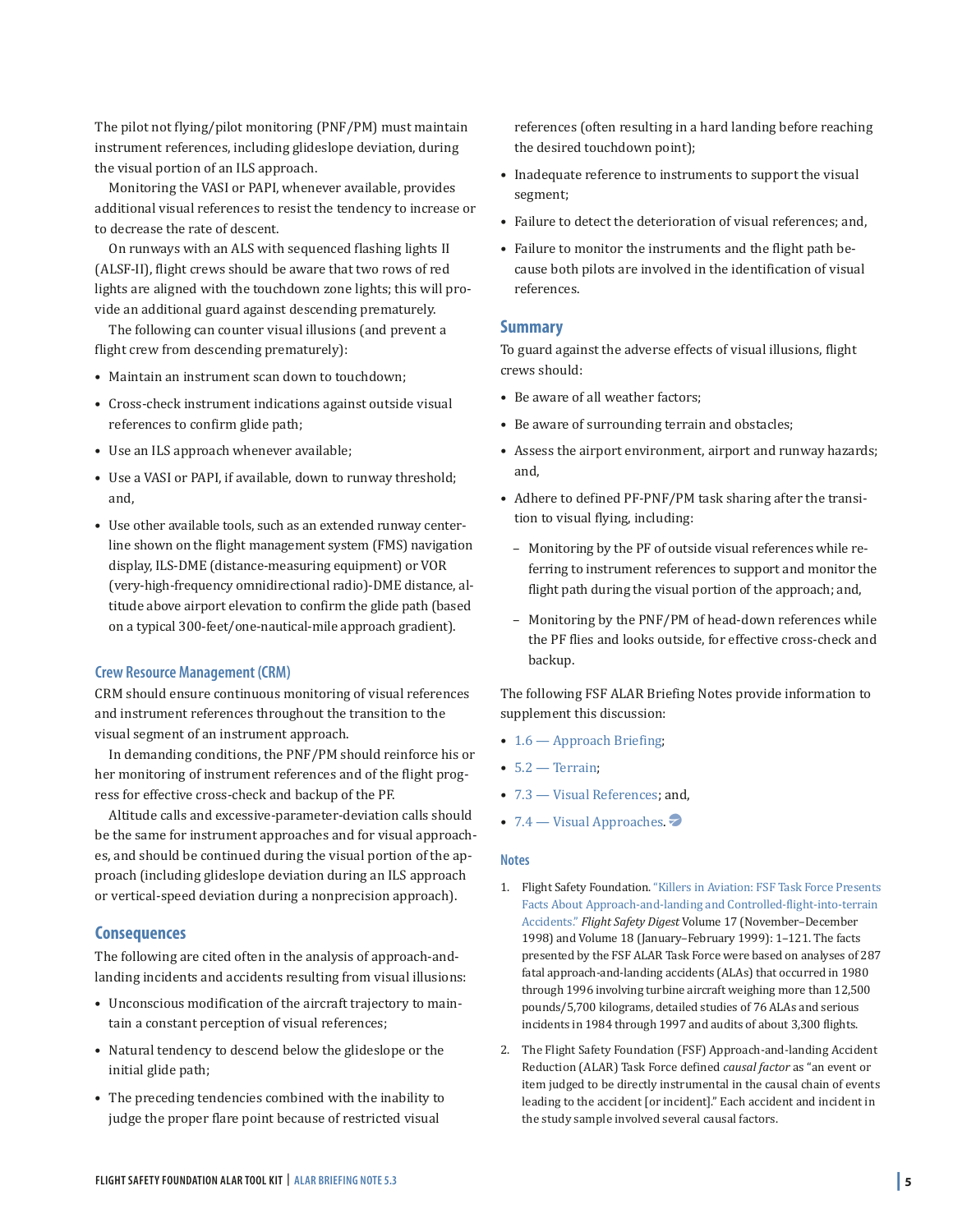The pilot not flying/pilot monitoring (PNF/PM) must maintain instrument references, including glideslope deviation, during the visual portion of an ILS approach.

Monitoring the VASI or PAPI, whenever available, provides additional visual references to resist the tendency to increase or to decrease the rate of descent.

On runways with an ALS with sequenced flashing lights II (ALSF-II), flight crews should be aware that two rows of red lights are aligned with the touchdown zone lights; this will provide an additional guard against descending prematurely.

The following can counter visual illusions (and prevent a flight crew from descending prematurely):

- Maintain an instrument scan down to touchdown;
- Cross-check instrument indications against outside visual references to confirm glide path;
- Use an ILS approach whenever available;
- Use a VASI or PAPI, if available, down to runway threshold; and,
- Use other available tools, such as an extended runway centerline shown on the flight management system (FMS) navigation display, ILS-DME (distance-measuring equipment) or VOR (very-high-frequency omnidirectional radio)-DME distance, altitude above airport elevation to confirm the glide path (based on a typical 300-feet/one-nautical-mile approach gradient).

### Crew Resource Management (CRM)

CRM should ensure continuous monitoring of visual references and instrument references throughout the transition to the visual segment of an instrument approach.

In demanding conditions, the PNF/PM should reinforce his or her monitoring of instrument references and of the flight progress for effective cross-check and backup of the PF.

Altitude calls and excessive-parameter-deviation calls should be the same for instrument approaches and for visual approaches, and should be continued during the visual portion of the approach (including glideslope deviation during an ILS approach or vertical-speed deviation during a nonprecision approach).

## Consequences

The following are cited often in the analysis of approach-and-landing incidents and accidents resulting from visual illusions:

- Unconscious modification of the aircraft trajectory to maintain a constant perception of visual references;
- Natural tendency to descend below the glideslope or the initial glide path;
- The preceding tendencies combined with the inability to judge the proper flare point because of restricted visual references (often resulting in a hard landing before reaching the desired touchdown point);
- Inadequate reference to instruments to support the visual segment;
- Failure to detect the deterioration of visual references; and,
- Failure to monitor the instruments and the flight path because both pilots are involved in the identification of visual references.

## Summary

To guard against the adverse effects of visual illusions, flight crews should:

- Be aware of all weather factors;
- Be aware of surrounding terrain and obstacles;
- Assess the airport environment, airport and runway hazards; and,
- Adhere to defined PF-PNF/PM task sharing after the transition to visual flying, including:
  - Monitoring by the PF of outside visual references while referring to instrument references to support and monitor the flight path during the visual portion of the approach; and,
  - Monitoring by the PNF/PM of head-down references while the PF flies and looks outside, for effective cross-check and backup.

The following FSF ALAR Briefing Notes provide information to supplement this discussion:

- 1.6 — Approach Briefing;
- 5.2 — Terrain;
- 7.3 — Visual References; and,
- 7.4 — Visual Approaches.

### Notes

1. Flight Safety Foundation. "Killers in Aviation: FSF Task Force Presents Facts About Approach-and-landing and Controlled-flight-into-terrain Accidents." *Flight Safety Digest* Volume 17 (November–December 1998) and Volume 18 (January–February 1999): 1–121. The facts presented by the FSF ALAR Task Force were based on analyses of 287 fatal approach-and-landing accidents (ALAs) that occurred in 1980 through 1996 involving turbine aircraft weighing more than 12,500 pounds/5,700 kilograms, detailed studies of 76 ALAs and serious incidents in 1984 through 1997 and audits of about 3,300 flights.
2. The Flight Safety Foundation (FSF) Approach-and-landing Accident Reduction (ALAR) Task Force defined *causal factor* as "an event or item judged to be directly instrumental in the causal chain of events leading to the accident [or incident]." Each accident and incident in the study sample involved several causal factors.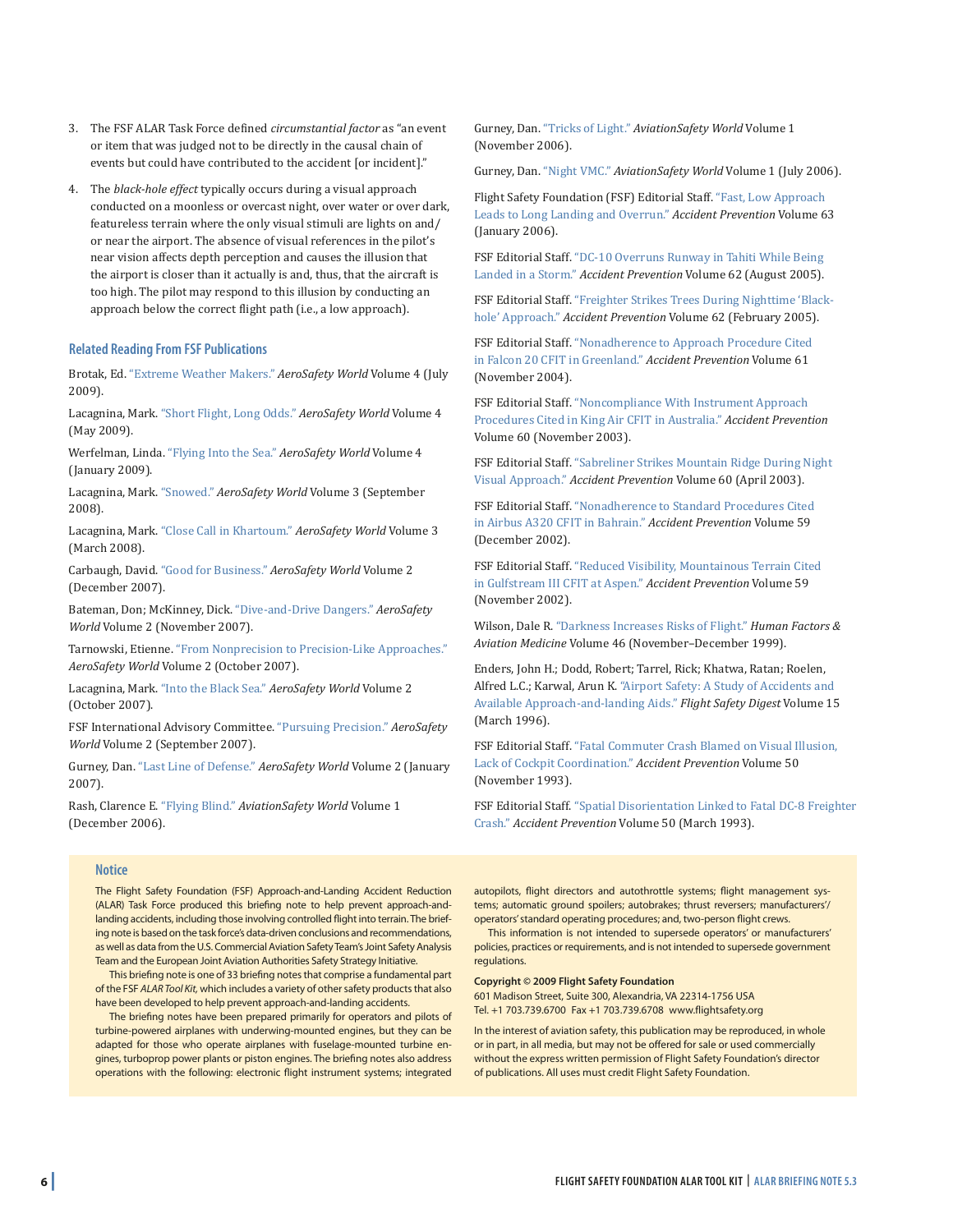3. The FSF ALAR Task Force defined *circumstantial factor* as "an event or item that was judged not to be directly in the causal chain of events but could have contributed to the accident [or incident]."

4. The *black-hole effect* typically occurs during a visual approach conducted on a moonless or overcast night, over water or over dark, featureless terrain where the only visual stimuli are lights on and/or near the airport. The absence of visual references in the pilot's near vision affects depth perception and causes the illusion that the airport is closer than it actually is and, thus, that the aircraft is too high. The pilot may respond to this illusion by conducting an approach below the correct flight path (i.e., a low approach).

## Related Reading From FSF Publications

Brotak, Ed. "Extreme Weather Makers." *AeroSafety World* Volume 4 (July 2009).

Lacagnina, Mark. "Short Flight, Long Odds." *AeroSafety World* Volume 4 (May 2009).

Werfelman, Linda. "Flying Into the Sea." *AeroSafety World* Volume 4 (January 2009).

Lacagnina, Mark. "Snowed." *AeroSafety World* Volume 3 (September 2008).

Lacagnina, Mark. "Close Call in Khartoum." *AeroSafety World* Volume 3 (March 2008).

Carbaugh, David. "Good for Business." *AeroSafety World* Volume 2 (December 2007).

Bateman, Don; McKinney, Dick. "Dive-and-Drive Dangers." *AeroSafety World* Volume 2 (November 2007).

Tarnowski, Etienne. "From Nonprecision to Precision-Like Approaches." *AeroSafety World* Volume 2 (October 2007).

Lacagnina, Mark. "Into the Black Sea." *AeroSafety World* Volume 2 (October 2007).

FSF International Advisory Committee. "Pursuing Precision." *AeroSafety World* Volume 2 (September 2007).

Gurney, Dan. "Last Line of Defense." *AeroSafety World* Volume 2 (January 2007).

Rash, Clarence E. "Flying Blind." *AviationSafety World* Volume 1 (December 2006).

Gurney, Dan. "Tricks of Light." *AviationSafety World* Volume 1 (November 2006).

Gurney, Dan. "Night VMC." *AviationSafety World* Volume 1 (July 2006).

Flight Safety Foundation (FSF) Editorial Staff. "Fast, Low Approach Leads to Long Landing and Overrun." *Accident Prevention* Volume 63 (January 2006).

FSF Editorial Staff. "DC-10 Overruns Runway in Tahiti While Being Landed in a Storm." *Accident Prevention* Volume 62 (August 2005).

FSF Editorial Staff. "Freighter Strikes Trees During Nighttime 'Black-hole' Approach." *Accident Prevention* Volume 62 (February 2005).

FSF Editorial Staff. "Nonadherence to Approach Procedure Cited in Falcon 20 CFIT in Greenland." *Accident Prevention* Volume 61 (November 2004).

FSF Editorial Staff. "Noncompliance With Instrument Approach Procedures Cited in King Air CFIT in Australia." *Accident Prevention* Volume 60 (November 2003).

FSF Editorial Staff. "Sabreliner Strikes Mountain Ridge During Night Visual Approach." *Accident Prevention* Volume 60 (April 2003).

FSF Editorial Staff. "Nonadherence to Standard Procedures Cited in Airbus A320 CFIT in Bahrain." *Accident Prevention* Volume 59 (December 2002).

FSF Editorial Staff. "Reduced Visibility, Mountainous Terrain Cited in Gulfstream III CFIT at Aspen." *Accident Prevention* Volume 59 (November 2002).

Wilson, Dale R. "Darkness Increases Risks of Flight." *Human Factors & Aviation Medicine* Volume 46 (November–December 1999).

Enders, John H.; Dodd, Robert; Tarrel, Rick; Khatwa, Ratan; Roelen, Alfred L.C.; Karwal, Arun K. "Airport Safety: A Study of Accidents and Available Approach-and-landing Aids." *Flight Safety Digest* Volume 15 (March 1996).

FSF Editorial Staff. "Fatal Commuter Crash Blamed on Visual Illusion, Lack of Cockpit Coordination." *Accident Prevention* Volume 50 (November 1993).

FSF Editorial Staff. "Spatial Disorientation Linked to Fatal DC-8 Freighter Crash." *Accident Prevention* Volume 50 (March 1993).

## Notice

The Flight Safety Foundation (FSF) Approach-and-Landing Accident Reduction (ALAR) Task Force produced this briefing note to help prevent approach-and-landing accidents, including those involving controlled flight into terrain. The briefing note is based on the task force's data-driven conclusions and recommendations, as well as data from the U.S. Commercial Aviation Safety Team's Joint Safety Analysis Team and the European Joint Aviation Authorities Safety Strategy Initiative.

This briefing note is one of 33 briefing notes that comprise a fundamental part of the FSF *ALAR Tool Kit*, which includes a variety of other safety products that also have been developed to help prevent approach-and-landing accidents.

The briefing notes have been prepared primarily for operators and pilots of turbine-powered airplanes with underwing-mounted engines, but they can be adapted for those who operate airplanes with fuselage-mounted turbine engines, turboprop power plants or piston engines. The briefing notes also address operations with the following: electronic flight instrument systems; integrated autopilots, flight directors and autothrottle systems; flight management systems; automatic ground spoilers; autobrakes; thrust reversers; manufacturers'/operators' standard operating procedures; and, two-person flight crews.

This information is not intended to supersede operators' or manufacturers' policies, practices or requirements, and is not intended to supersede government regulations.

**Copyright © 2009 Flight Safety Foundation**
601 Madison Street, Suite 300, Alexandria, VA 22314-1756 USA
Tel. +1 703.739.6700 Fax +1 703.739.6708 www.flightsafety.org

In the interest of aviation safety, this publication may be reproduced, in whole or in part, in all media, but may not be offered for sale or used commercially without the express written permission of Flight Safety Foundation's director of publications. All uses must credit Flight Safety Foundation.